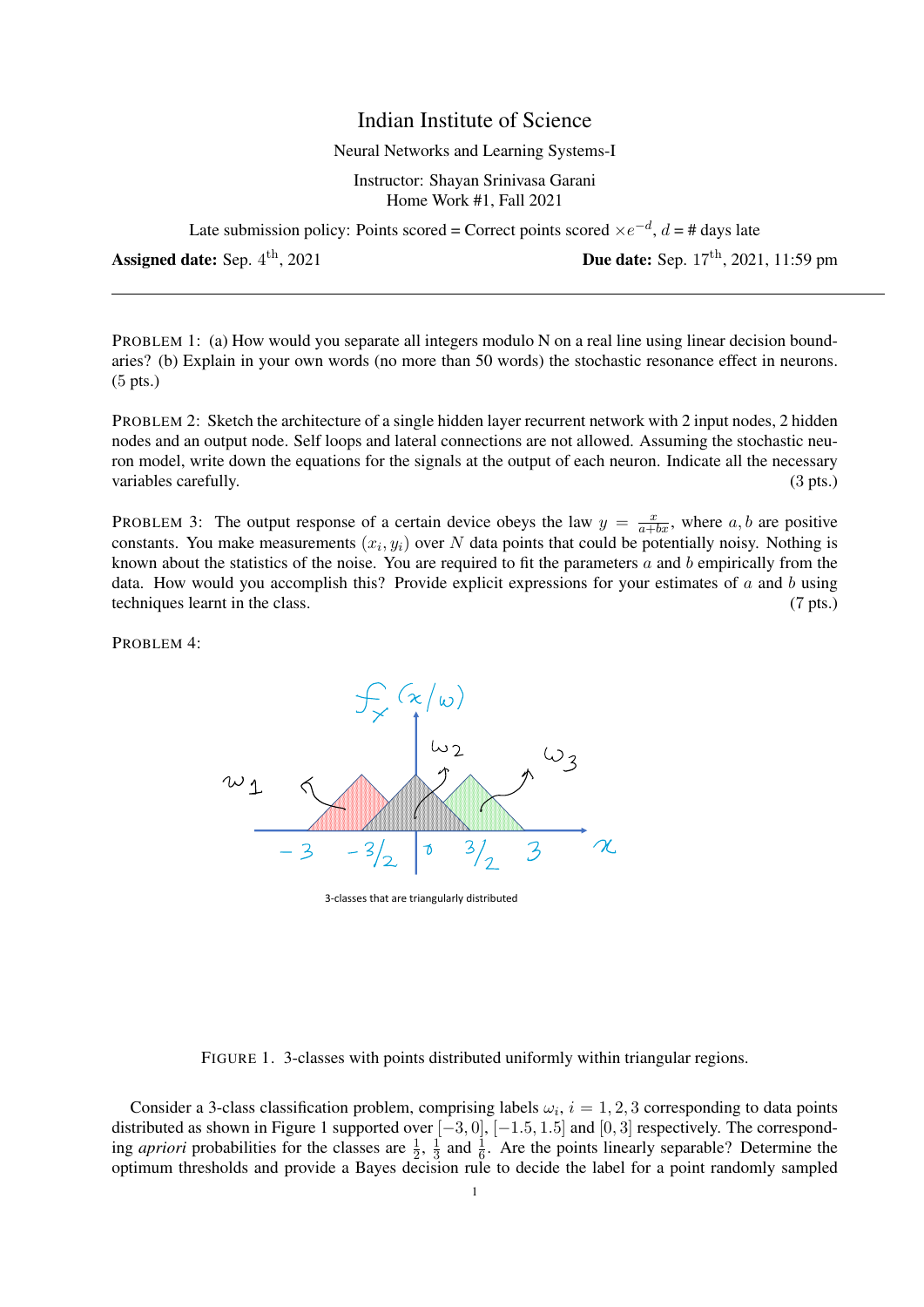# Indian Institute of Science

Neural Networks and Learning Systems-I

Instructor: Shayan Srinivasa Garani
Home Work #1, Fall 2021

Late submission policy: Points scored = Correct points scored $\times e^{-d}$, $d$ = # days late

**Assigned date:** Sep. $4^{\text{th}}$, 2021 **Due date:** Sep. $17^{\text{th}}$, 2021, 11:59 pm

---

PROBLEM 1: (a) How would you separate all integers modulo N on a real line using linear decision boundaries? (b) Explain in your own words (no more than 50 words) the stochastic resonance effect in neurons. (5 pts.)

PROBLEM 2: Sketch the architecture of a single hidden layer recurrent network with 2 input nodes, 2 hidden nodes and an output node. Self loops and lateral connections are not allowed. Assuming the stochastic neuron model, write down the equations for the signals at the output of each neuron. Indicate all the necessary variables carefully. (3 pts.)

PROBLEM 3: The output response of a certain device obeys the law $y = \frac{x}{a+bx}$, where $a, b$ are positive constants. You make measurements $(x_i, y_i)$ over $N$ data points that could be potentially noisy. Nothing is known about the statistics of the noise. You are required to fit the parameters $a$ and $b$ empirically from the data. How would you accomplish this? Provide explicit expressions for your estimates of $a$ and $b$ using techniques learnt in the class. (7 pts.)

PROBLEM 4:

3-classes that are triangularly distributed

FIGURE 1. 3-classes with points distributed uniformly within triangular regions.

Consider a 3-class classification problem, comprising labels $\omega_i$, $i = 1, 2, 3$ corresponding to data points distributed as shown in Figure 1 supported over $[-3, 0]$, $[-1.5, 1.5]$ and $[0, 3]$ respectively. The corresponding *apriori* probabilities for the classes are $\frac{1}{2}$, $\frac{1}{3}$ and $\frac{1}{6}$. Are the points linearly separable? Determine the optimum thresholds and provide a Bayes decision rule to decide the label for a point randomly sampled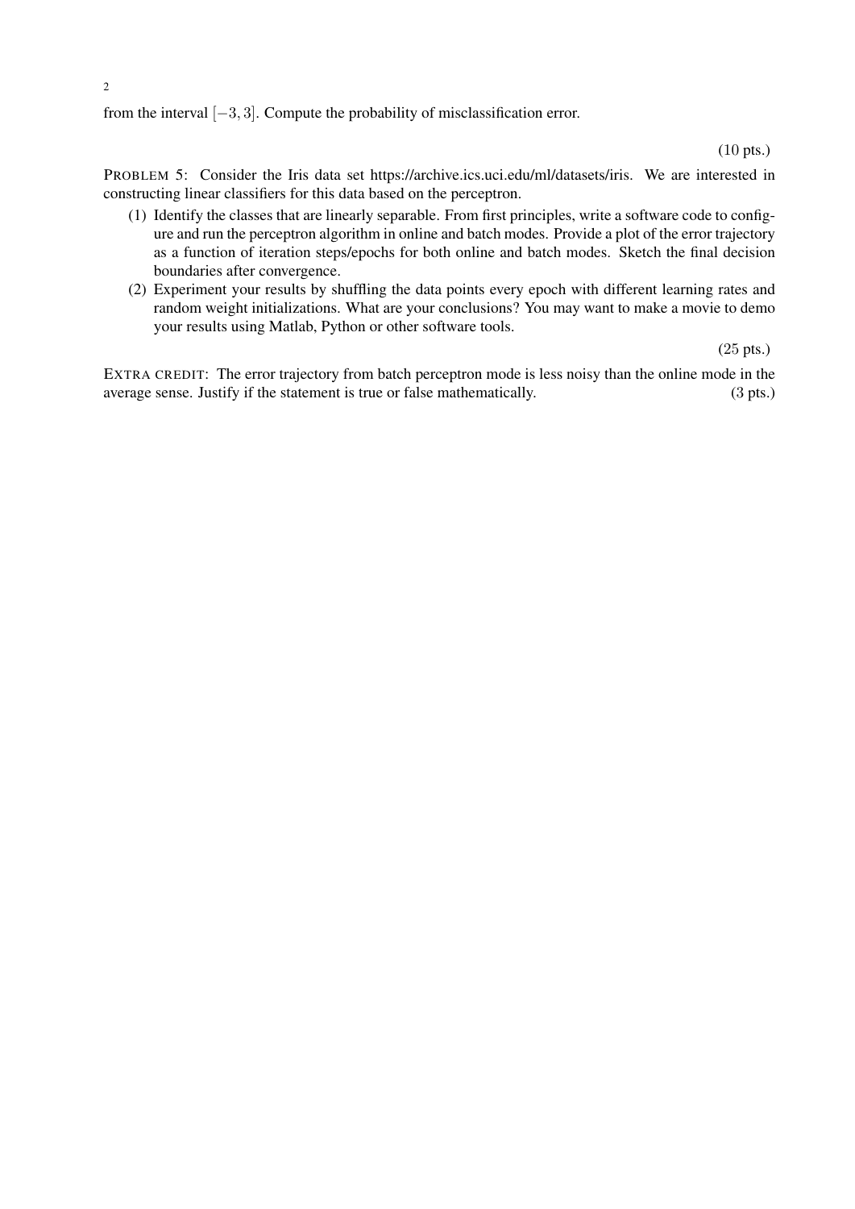from the interval $[-3, 3]$. Compute the probability of misclassification error.

(10 pts.)

PROBLEM 5: Consider the Iris data set https://archive.ics.uci.edu/ml/datasets/iris. We are interested in constructing linear classifiers for this data based on the perceptron.

(1) Identify the classes that are linearly separable. From first principles, write a software code to configure and run the perceptron algorithm in online and batch modes. Provide a plot of the error trajectory as a function of iteration steps/epochs for both online and batch modes. Sketch the final decision boundaries after convergence.

(2) Experiment your results by shuffling the data points every epoch with different learning rates and random weight initializations. What are your conclusions? You may want to make a movie to demo your results using Matlab, Python or other software tools.

(25 pts.)

EXTRA CREDIT: The error trajectory from batch perceptron mode is less noisy than the online mode in the average sense. Justify if the statement is true or false mathematically. (3 pts.)